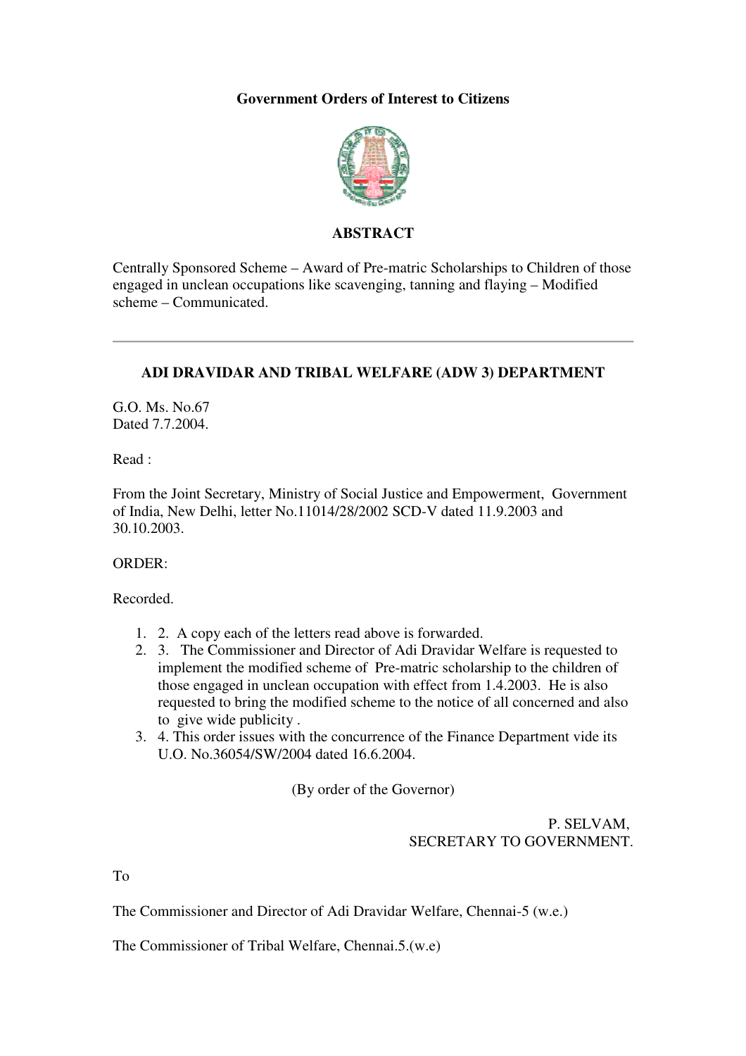**Government Orders of Interest to Citizens**

**ABSTRACT**

Centrally Sponsored Scheme – Award of Pre-matric Scholarships to Children of those engaged in unclean occupations like scavenging, tanning and flaying – Modified scheme – Communicated.

---

**ADI DRAVIDAR AND TRIBAL WELFARE (ADW 3) DEPARTMENT**

G.O. Ms. No.67
Dated 7.7.2004.

Read :

From the Joint Secretary, Ministry of Social Justice and Empowerment, Government of India, New Delhi, letter No.11014/28/2002 SCD-V dated 11.9.2003 and 30.10.2003.

ORDER:

Recorded.

1. 2. A copy each of the letters read above is forwarded.
2. 3. The Commissioner and Director of Adi Dravidar Welfare is requested to implement the modified scheme of Pre-matric scholarship to the children of those engaged in unclean occupation with effect from 1.4.2003. He is also requested to bring the modified scheme to the notice of all concerned and also to give wide publicity .
3. 4. This order issues with the concurrence of the Finance Department vide its U.O. No.36054/SW/2004 dated 16.6.2004.

(By order of the Governor)

P. SELVAM,
SECRETARY TO GOVERNMENT.

To

The Commissioner and Director of Adi Dravidar Welfare, Chennai-5 (w.e.)

The Commissioner of Tribal Welfare, Chennai.5.(w.e)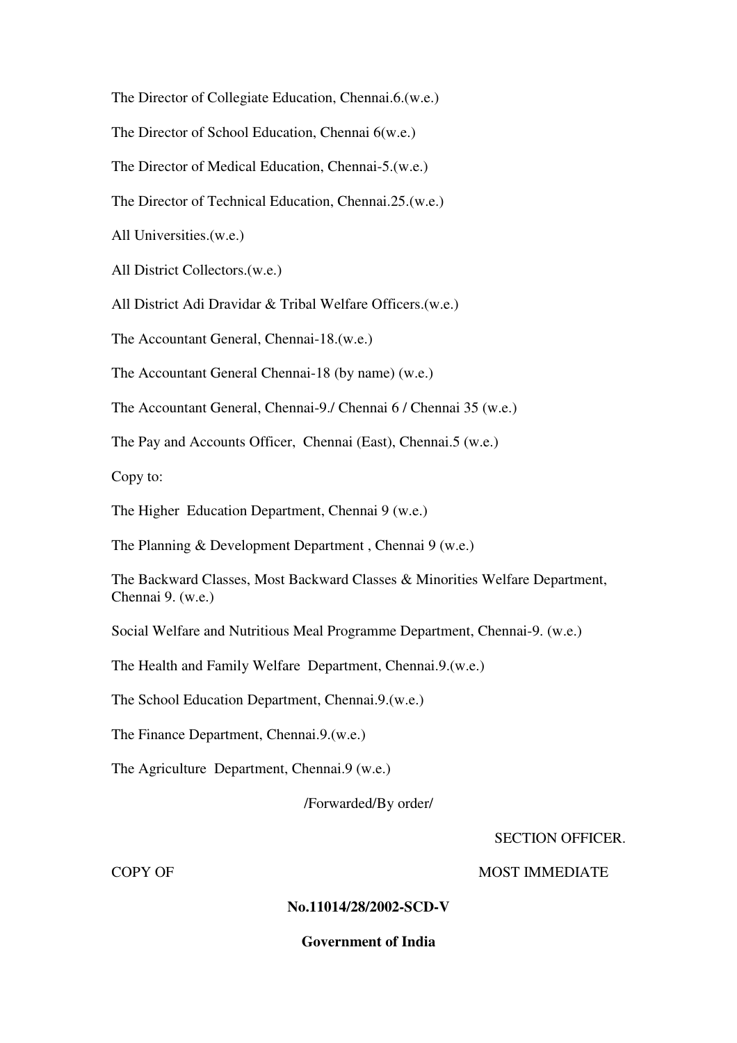The Director of Collegiate Education, Chennai.6.(w.e.)

The Director of School Education, Chennai 6(w.e.)

The Director of Medical Education, Chennai-5.(w.e.)

The Director of Technical Education, Chennai.25.(w.e.)

All Universities.(w.e.)

All District Collectors.(w.e.)

All District Adi Dravidar & Tribal Welfare Officers.(w.e.)

The Accountant General, Chennai-18.(w.e.)

The Accountant General Chennai-18 (by name) (w.e.)

The Accountant General, Chennai-9./ Chennai 6 / Chennai 35 (w.e.)

The Pay and Accounts Officer, Chennai (East), Chennai.5 (w.e.)

Copy to:

The Higher Education Department, Chennai 9 (w.e.)

The Planning & Development Department , Chennai 9 (w.e.)

The Backward Classes, Most Backward Classes & Minorities Welfare Department, Chennai 9. (w.e.)

Social Welfare and Nutritious Meal Programme Department, Chennai-9. (w.e.)

The Health and Family Welfare Department, Chennai.9.(w.e.)

The School Education Department, Chennai.9.(w.e.)

The Finance Department, Chennai.9.(w.e.)

The Agriculture Department, Chennai.9 (w.e.)

/Forwarded/By order/

SECTION OFFICER.

COPY OF MOST IMMEDIATE

**No.11014/28/2002-SCD-V**

**Government of India**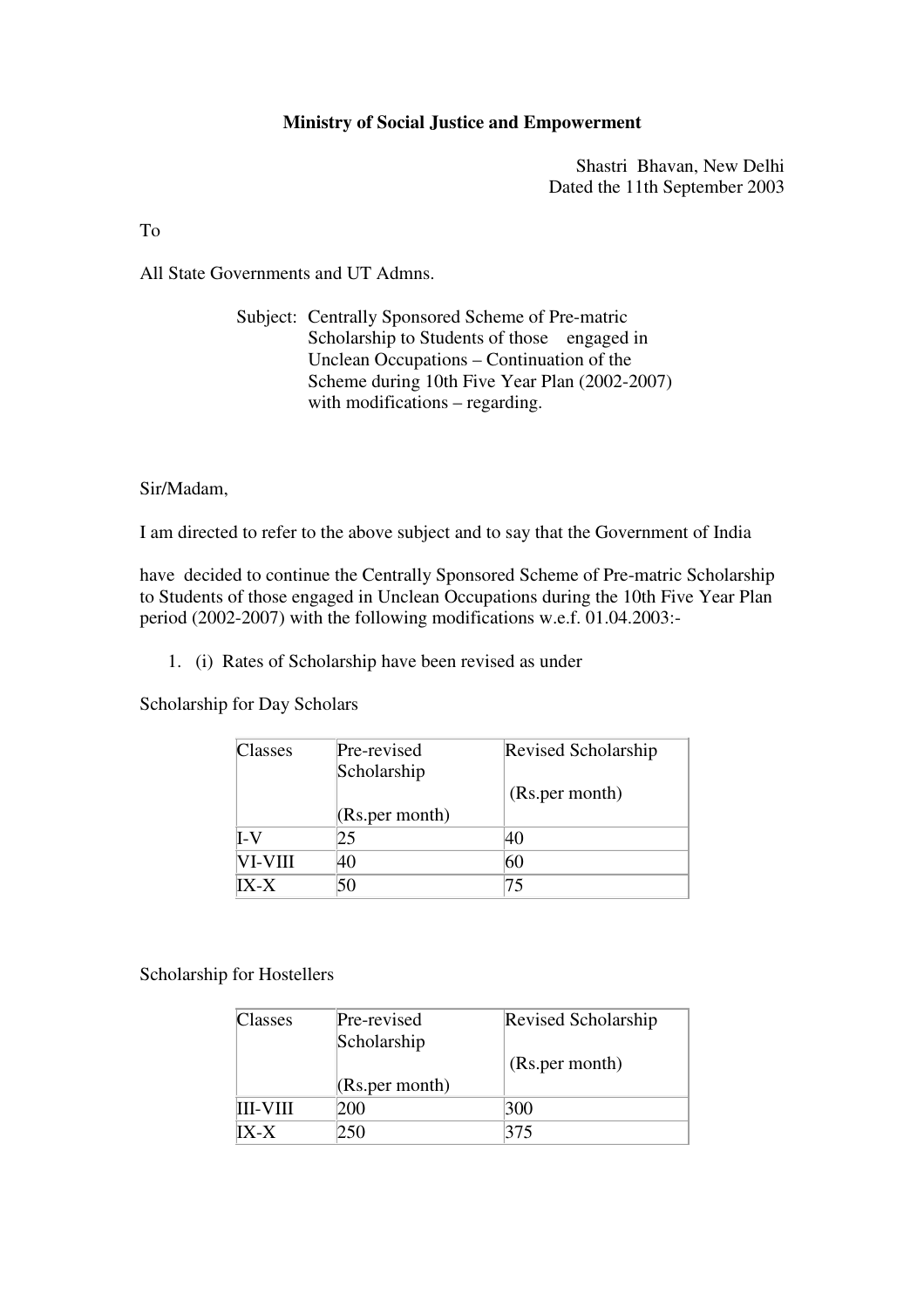**Ministry of Social Justice and Empowerment**

Shastri Bhavan, New Delhi
Dated the 11th September 2003

To

All State Governments and UT Admns.

Subject: Centrally Sponsored Scheme of Pre-matric Scholarship to Students of those engaged in Unclean Occupations – Continuation of the Scheme during 10th Five Year Plan (2002-2007) with modifications – regarding.

Sir/Madam,

I am directed to refer to the above subject and to say that the Government of India

have decided to continue the Centrally Sponsored Scheme of Pre-matric Scholarship to Students of those engaged in Unclean Occupations during the 10th Five Year Plan period (2002-2007) with the following modifications w.e.f. 01.04.2003:-

1. (i) Rates of Scholarship have been revised as under

Scholarship for Day Scholars

| Classes | Pre-revised Scholarship (Rs.per month) | Revised Scholarship (Rs.per month) |
|---|---|---|
| I-V | 25 | 40 |
| VI-VIII | 40 | 60 |
| IX-X | 50 | 75 |

Scholarship for Hostellers

| Classes | Pre-revised Scholarship (Rs.per month) | Revised Scholarship (Rs.per month) |
|---|---|---|
| III-VIII | 200 | 300 |
| IX-X | 250 | 375 |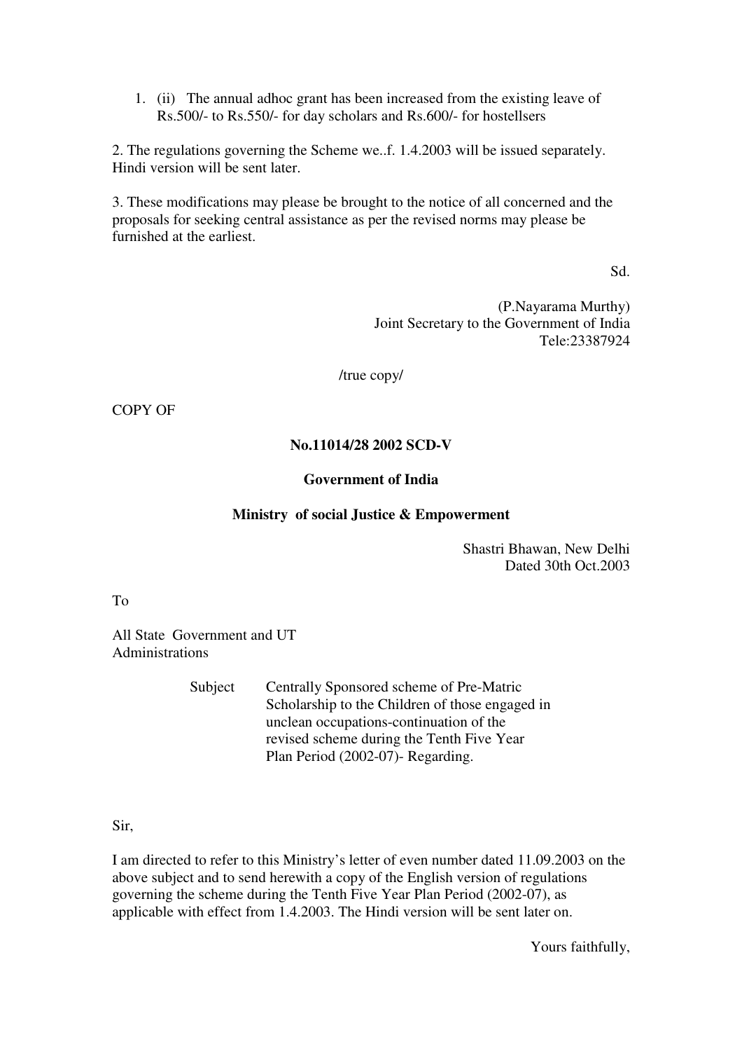1. (ii) The annual adhoc grant has been increased from the existing leave of Rs.500/- to Rs.550/- for day scholars and Rs.600/- for hostellsers

2. The regulations governing the Scheme we..f. 1.4.2003 will be issued separately. Hindi version will be sent later.

3. These modifications may please be brought to the notice of all concerned and the proposals for seeking central assistance as per the revised norms may please be furnished at the earliest.

Sd.

(P.Nayarama Murthy)
Joint Secretary to the Government of India
Tele:23387924

/true copy/

COPY OF

**No.11014/28 2002 SCD-V**

**Government of India**

**Ministry of social Justice & Empowerment**

Shastri Bhawan, New Delhi
Dated 30th Oct.2003

To

All State Government and UT Administrations

Subject Centrally Sponsored scheme of Pre-Matric Scholarship to the Children of those engaged in unclean occupations-continuation of the revised scheme during the Tenth Five Year Plan Period (2002-07)- Regarding.

Sir,

I am directed to refer to this Ministry's letter of even number dated 11.09.2003 on the above subject and to send herewith a copy of the English version of regulations governing the scheme during the Tenth Five Year Plan Period (2002-07), as applicable with effect from 1.4.2003. The Hindi version will be sent later on.

Yours faithfully,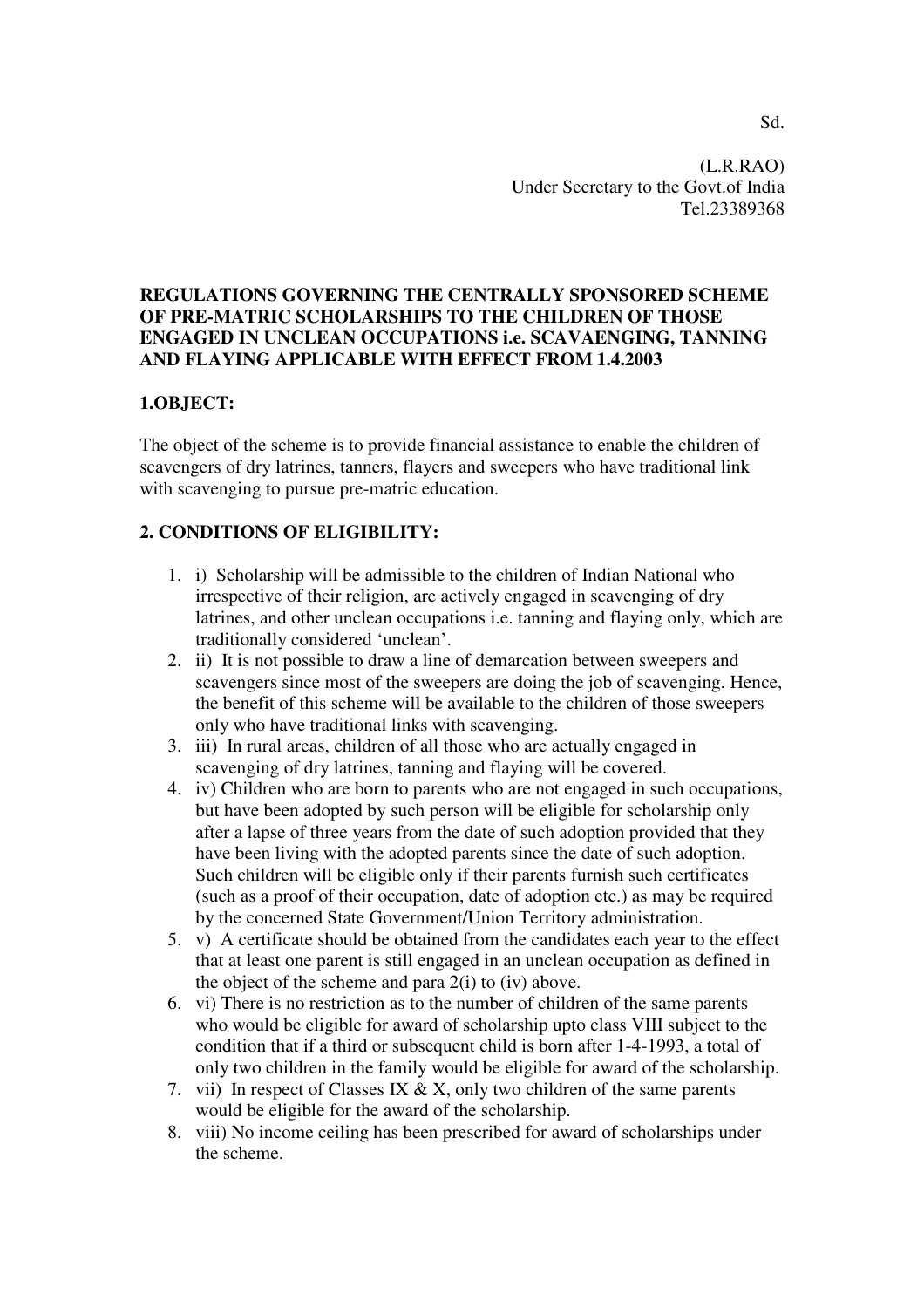Sd.

(L.R.RAO)
Under Secretary to the Govt.of India
Tel.23389368

**REGULATIONS GOVERNING THE CENTRALLY SPONSORED SCHEME OF PRE-MATRIC SCHOLARSHIPS TO THE CHILDREN OF THOSE ENGAGED IN UNCLEAN OCCUPATIONS i.e. SCAVAENGING, TANNING AND FLAYING APPLICABLE WITH EFFECT FROM 1.4.2003**

**1.OBJECT:**

The object of the scheme is to provide financial assistance to enable the children of scavengers of dry latrines, tanners, flayers and sweepers who have traditional link with scavenging to pursue pre-matric education.

**2. CONDITIONS OF ELIGIBILITY:**

1. i) Scholarship will be admissible to the children of Indian National who irrespective of their religion, are actively engaged in scavenging of dry latrines, and other unclean occupations i.e. tanning and flaying only, which are traditionally considered 'unclean'.
2. ii) It is not possible to draw a line of demarcation between sweepers and scavengers since most of the sweepers are doing the job of scavenging. Hence, the benefit of this scheme will be available to the children of those sweepers only who have traditional links with scavenging.
3. iii) In rural areas, children of all those who are actually engaged in scavenging of dry latrines, tanning and flaying will be covered.
4. iv) Children who are born to parents who are not engaged in such occupations, but have been adopted by such person will be eligible for scholarship only after a lapse of three years from the date of such adoption provided that they have been living with the adopted parents since the date of such adoption. Such children will be eligible only if their parents furnish such certificates (such as a proof of their occupation, date of adoption etc.) as may be required by the concerned State Government/Union Territory administration.
5. v) A certificate should be obtained from the candidates each year to the effect that at least one parent is still engaged in an unclean occupation as defined in the object of the scheme and para 2(i) to (iv) above.
6. vi) There is no restriction as to the number of children of the same parents who would be eligible for award of scholarship upto class VIII subject to the condition that if a third or subsequent child is born after 1-4-1993, a total of only two children in the family would be eligible for award of the scholarship.
7. vii) In respect of Classes IX & X, only two children of the same parents would be eligible for the award of the scholarship.
8. viii) No income ceiling has been prescribed for award of scholarships under the scheme.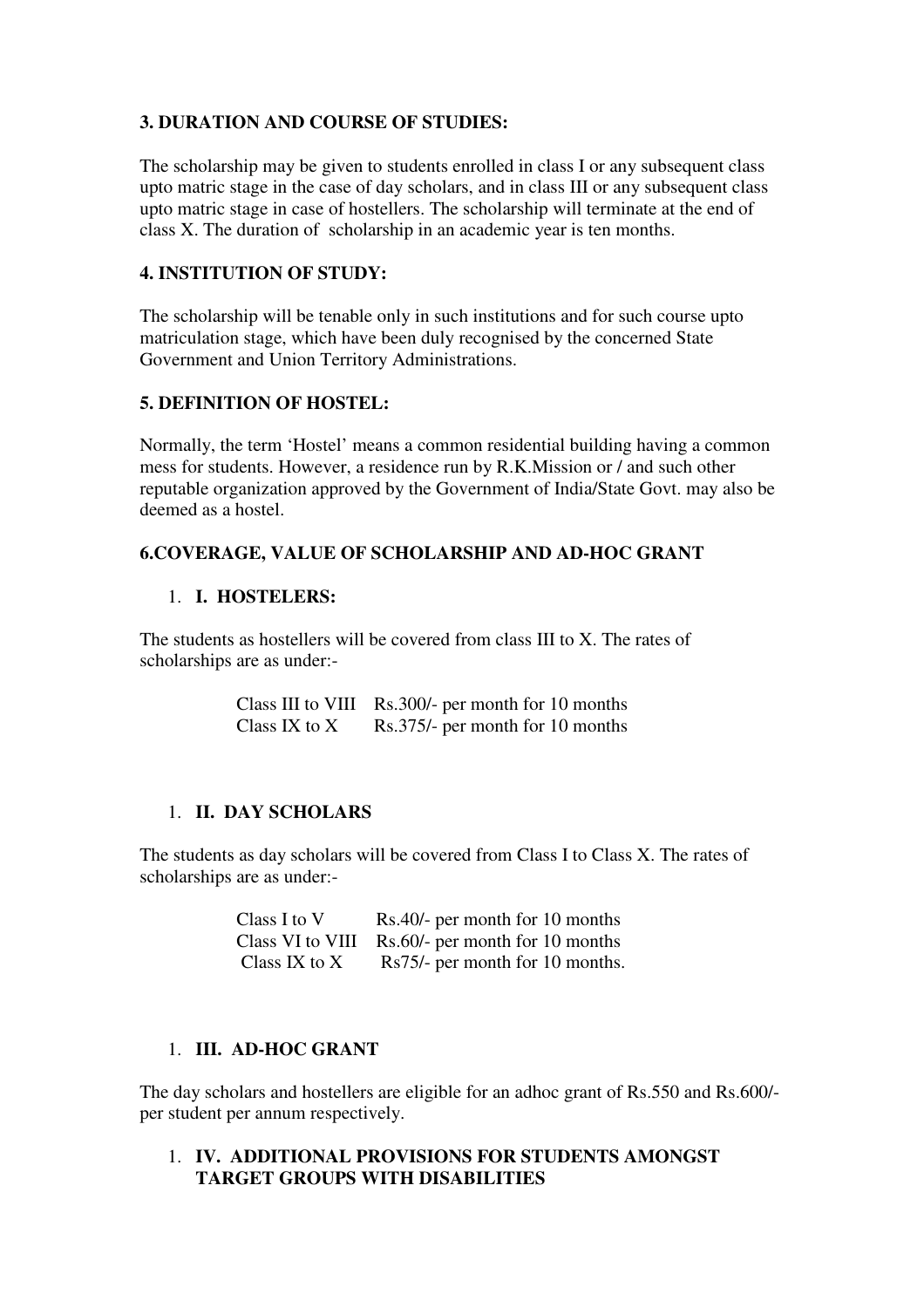### 3. DURATION AND COURSE OF STUDIES:

The scholarship may be given to students enrolled in class I or any subsequent class upto matric stage in the case of day scholars, and in class III or any subsequent class upto matric stage in case of hostellers. The scholarship will terminate at the end of class X. The duration of scholarship in an academic year is ten months.

### 4. INSTITUTION OF STUDY:

The scholarship will be tenable only in such institutions and for such course upto matriculation stage, which have been duly recognised by the concerned State Government and Union Territory Administrations.

### 5. DEFINITION OF HOSTEL:

Normally, the term 'Hostel' means a common residential building having a common mess for students. However, a residence run by R.K.Mission or / and such other reputable organization approved by the Government of India/State Govt. may also be deemed as a hostel.

### 6.COVERAGE, VALUE OF SCHOLARSHIP AND AD-HOC GRANT

1. **I. HOSTELERS:**

The students as hostellers will be covered from class III to X. The rates of scholarships are as under:-

| | |
|---|---|
| Class III to VIII | Rs.300/- per month for 10 months |
| Class IX to X | Rs.375/- per month for 10 months |

1. **II. DAY SCHOLARS**

The students as day scholars will be covered from Class I to Class X. The rates of scholarships are as under:-

| | |
|---|---|
| Class I to V | Rs.40/- per month for 10 months |
| Class VI to VIII | Rs.60/- per month for 10 months |
| Class IX to X | Rs75/- per month for 10 months. |

1. **III. AD-HOC GRANT**

The day scholars and hostellers are eligible for an adhoc grant of Rs.550 and Rs.600/- per student per annum respectively.

1. **IV. ADDITIONAL PROVISIONS FOR STUDENTS AMONGST TARGET GROUPS WITH DISABILITIES**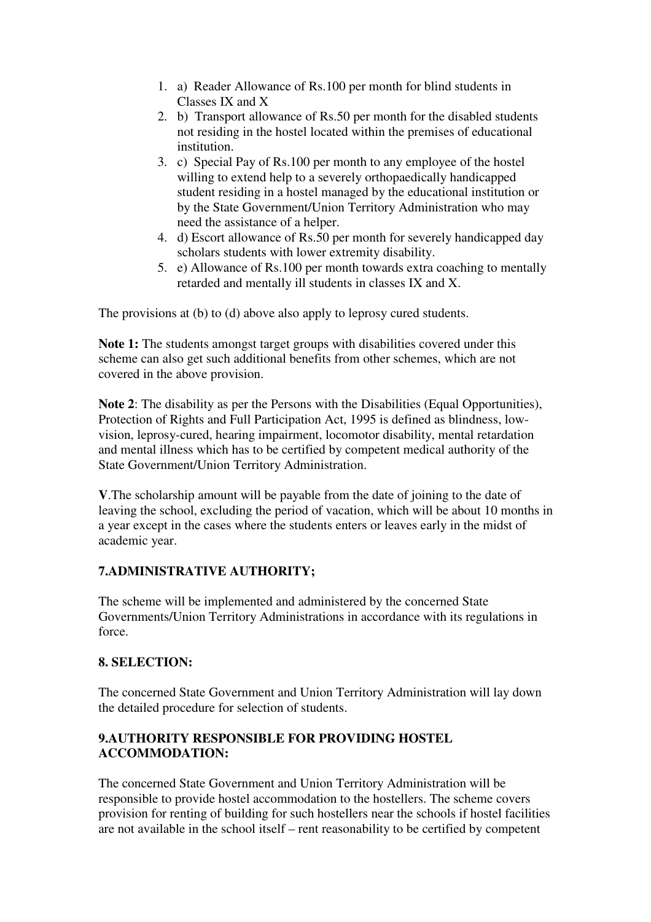1. a) Reader Allowance of Rs.100 per month for blind students in Classes IX and X
2. b) Transport allowance of Rs.50 per month for the disabled students not residing in the hostel located within the premises of educational institution.
3. c) Special Pay of Rs.100 per month to any employee of the hostel willing to extend help to a severely orthopaedically handicapped student residing in a hostel managed by the educational institution or by the State Government/Union Territory Administration who may need the assistance of a helper.
4. d) Escort allowance of Rs.50 per month for severely handicapped day scholars students with lower extremity disability.
5. e) Allowance of Rs.100 per month towards extra coaching to mentally retarded and mentally ill students in classes IX and X.

The provisions at (b) to (d) above also apply to leprosy cured students.

**Note 1:** The students amongst target groups with disabilities covered under this scheme can also get such additional benefits from other schemes, which are not covered in the above provision.

**Note 2**: The disability as per the Persons with the Disabilities (Equal Opportunities), Protection of Rights and Full Participation Act, 1995 is defined as blindness, low-vision, leprosy-cured, hearing impairment, locomotor disability, mental retardation and mental illness which has to be certified by competent medical authority of the State Government/Union Territory Administration.

**V**.The scholarship amount will be payable from the date of joining to the date of leaving the school, excluding the period of vacation, which will be about 10 months in a year except in the cases where the students enters or leaves early in the midst of academic year.

**7.ADMINISTRATIVE AUTHORITY;**

The scheme will be implemented and administered by the concerned State Governments/Union Territory Administrations in accordance with its regulations in force.

**8. SELECTION:**

The concerned State Government and Union Territory Administration will lay down the detailed procedure for selection of students.

**9.AUTHORITY RESPONSIBLE FOR PROVIDING HOSTEL ACCOMMODATION:**

The concerned State Government and Union Territory Administration will be responsible to provide hostel accommodation to the hostellers. The scheme covers provision for renting of building for such hostellers near the schools if hostel facilities are not available in the school itself – rent reasonability to be certified by competent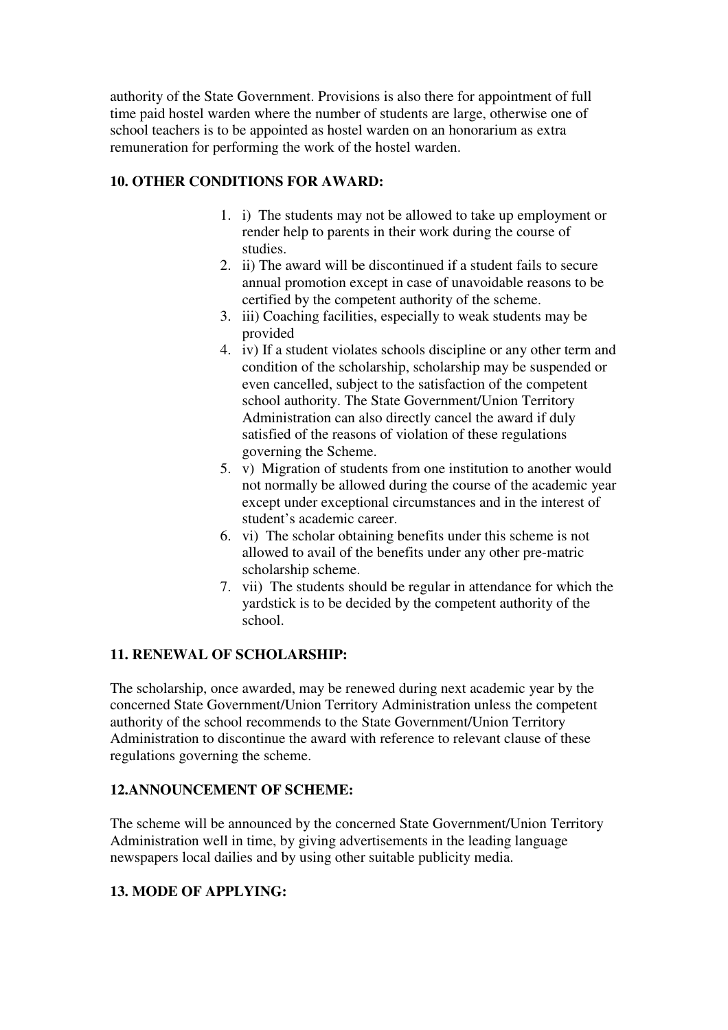authority of the State Government. Provisions is also there for appointment of full time paid hostel warden where the number of students are large, otherwise one of school teachers is to be appointed as hostel warden on an honorarium as extra remuneration for performing the work of the hostel warden.

## 10. OTHER CONDITIONS FOR AWARD:

1. i) The students may not be allowed to take up employment or render help to parents in their work during the course of studies.
2. ii) The award will be discontinued if a student fails to secure annual promotion except in case of unavoidable reasons to be certified by the competent authority of the scheme.
3. iii) Coaching facilities, especially to weak students may be provided
4. iv) If a student violates schools discipline or any other term and condition of the scholarship, scholarship may be suspended or even cancelled, subject to the satisfaction of the competent school authority. The State Government/Union Territory Administration can also directly cancel the award if duly satisfied of the reasons of violation of these regulations governing the Scheme.
5. v) Migration of students from one institution to another would not normally be allowed during the course of the academic year except under exceptional circumstances and in the interest of student's academic career.
6. vi) The scholar obtaining benefits under this scheme is not allowed to avail of the benefits under any other pre-matric scholarship scheme.
7. vii) The students should be regular in attendance for which the yardstick is to be decided by the competent authority of the school.

## 11. RENEWAL OF SCHOLARSHIP:

The scholarship, once awarded, may be renewed during next academic year by the concerned State Government/Union Territory Administration unless the competent authority of the school recommends to the State Government/Union Territory Administration to discontinue the award with reference to relevant clause of these regulations governing the scheme.

## 12.ANNOUNCEMENT OF SCHEME:

The scheme will be announced by the concerned State Government/Union Territory Administration well in time, by giving advertisements in the leading language newspapers local dailies and by using other suitable publicity media.

## 13. MODE OF APPLYING: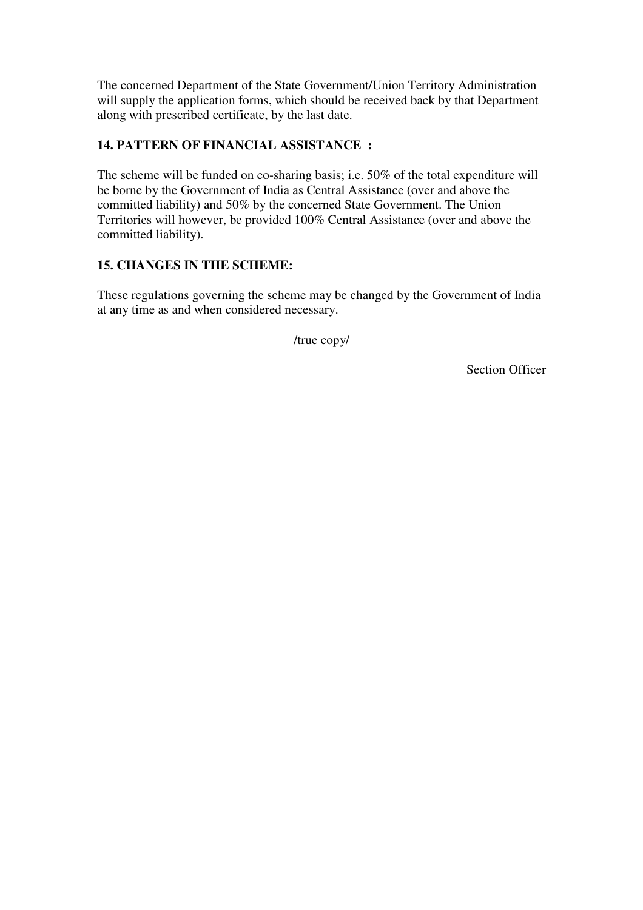The concerned Department of the State Government/Union Territory Administration will supply the application forms, which should be received back by that Department along with prescribed certificate, by the last date.

### 14. PATTERN OF FINANCIAL ASSISTANCE :

The scheme will be funded on co-sharing basis; i.e. 50% of the total expenditure will be borne by the Government of India as Central Assistance (over and above the committed liability) and 50% by the concerned State Government. The Union Territories will however, be provided 100% Central Assistance (over and above the committed liability).

### 15. CHANGES IN THE SCHEME:

These regulations governing the scheme may be changed by the Government of India at any time as and when considered necessary.

/true copy/

Section Officer